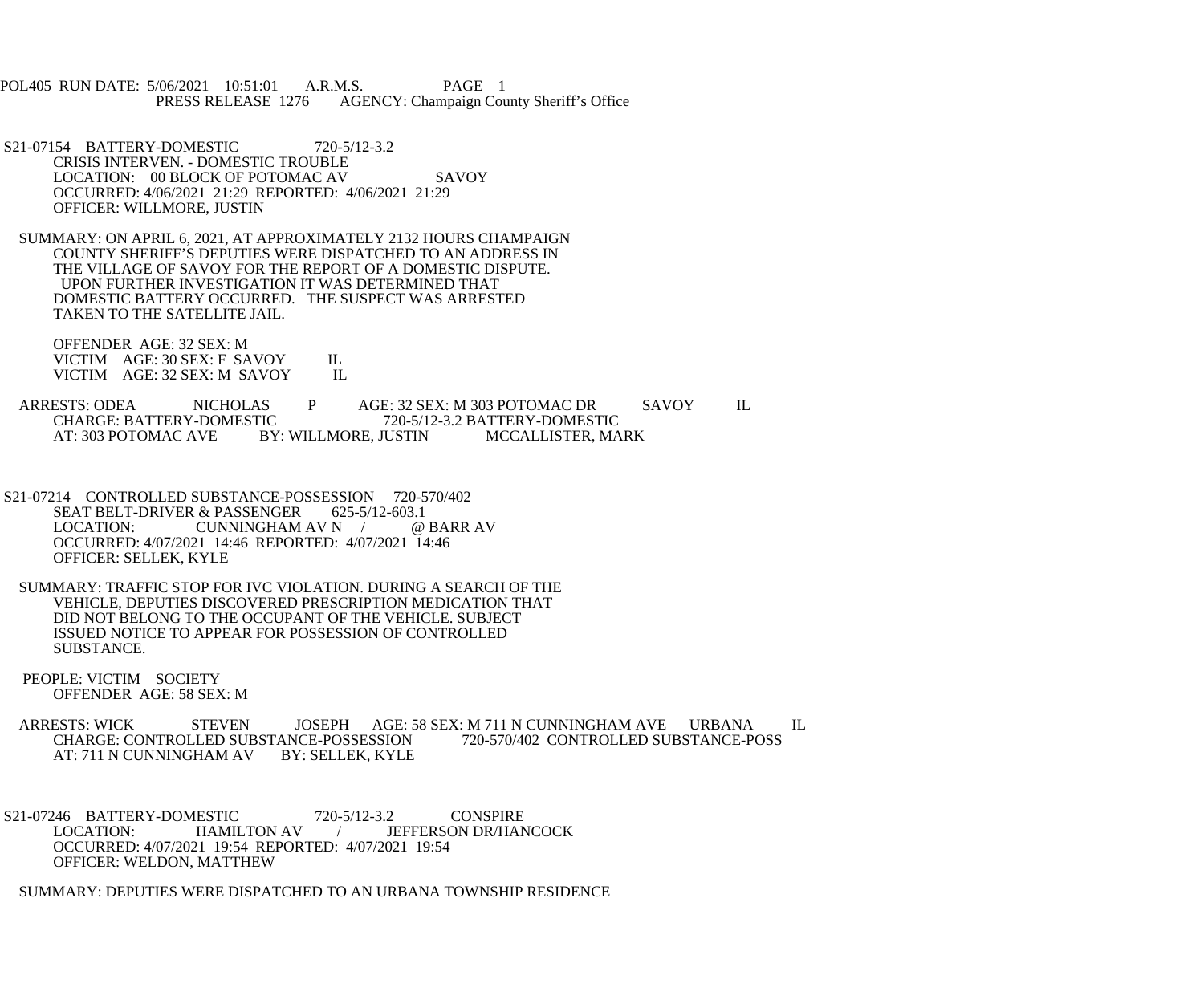POL405 RUN DATE: 5/06/2021 10:51:01 A.R.M.S. PAGE 1
PRESS RELEASE 1276 AGENCY: Champaign County Sheriff's Office

S21-07154 BATTERY-DOMESTIC 720-5/12-3.2
CRISIS INTERVEN. - DOMESTIC TROUBLE
LOCATION: 00 BLOCK OF POTOMAC AV SAVOY
OCCURRED: 4/06/2021 21:29 REPORTED: 4/06/2021 21:29
OFFICER: WILLMORE, JUSTIN

SUMMARY: ON APRIL 6, 2021, AT APPROXIMATELY 2132 HOURS CHAMPAIGN COUNTY SHERIFF'S DEPUTIES WERE DISPATCHED TO AN ADDRESS IN THE VILLAGE OF SAVOY FOR THE REPORT OF A DOMESTIC DISPUTE. UPON FURTHER INVESTIGATION IT WAS DETERMINED THAT DOMESTIC BATTERY OCCURRED. THE SUSPECT WAS ARRESTED TAKEN TO THE SATELLITE JAIL.

OFFENDER AGE: 32 SEX: M
VICTIM AGE: 30 SEX: F SAVOY IL
VICTIM AGE: 32 SEX: M SAVOY IL

ARRESTS: ODEA NICHOLAS P AGE: 32 SEX: M 303 POTOMAC DR SAVOY IL
CHARGE: BATTERY-DOMESTIC 720-5/12-3.2 BATTERY-DOMESTIC
AT: 303 POTOMAC AVE BY: WILLMORE, JUSTIN MCCALLISTER, MARK

S21-07214 CONTROLLED SUBSTANCE-POSSESSION 720-570/402
SEAT BELT-DRIVER & PASSENGER 625-5/12-603.1
LOCATION: CUNNINGHAM AV N / @ BARR AV
OCCURRED: 4/07/2021 14:46 REPORTED: 4/07/2021 14:46
OFFICER: SELLEK, KYLE

SUMMARY: TRAFFIC STOP FOR IVC VIOLATION. DURING A SEARCH OF THE VEHICLE, DEPUTIES DISCOVERED PRESCRIPTION MEDICATION THAT DID NOT BELONG TO THE OCCUPANT OF THE VEHICLE. SUBJECT ISSUED NOTICE TO APPEAR FOR POSSESSION OF CONTROLLED SUBSTANCE.

PEOPLE: VICTIM SOCIETY
OFFENDER AGE: 58 SEX: M

ARRESTS: WICK STEVEN JOSEPH AGE: 58 SEX: M 711 N CUNNINGHAM AVE URBANA IL
CHARGE: CONTROLLED SUBSTANCE-POSSESSION 720-570/402 CONTROLLED SUBSTANCE-POSS
AT: 711 N CUNNINGHAM AV BY: SELLEK, KYLE

S21-07246 BATTERY-DOMESTIC 720-5/12-3.2 CONSPIRE
LOCATION: HAMILTON AV / JEFFERSON DR/HANCOCK
OCCURRED: 4/07/2021 19:54 REPORTED: 4/07/2021 19:54
OFFICER: WELDON, MATTHEW

SUMMARY: DEPUTIES WERE DISPATCHED TO AN URBANA TOWNSHIP RESIDENCE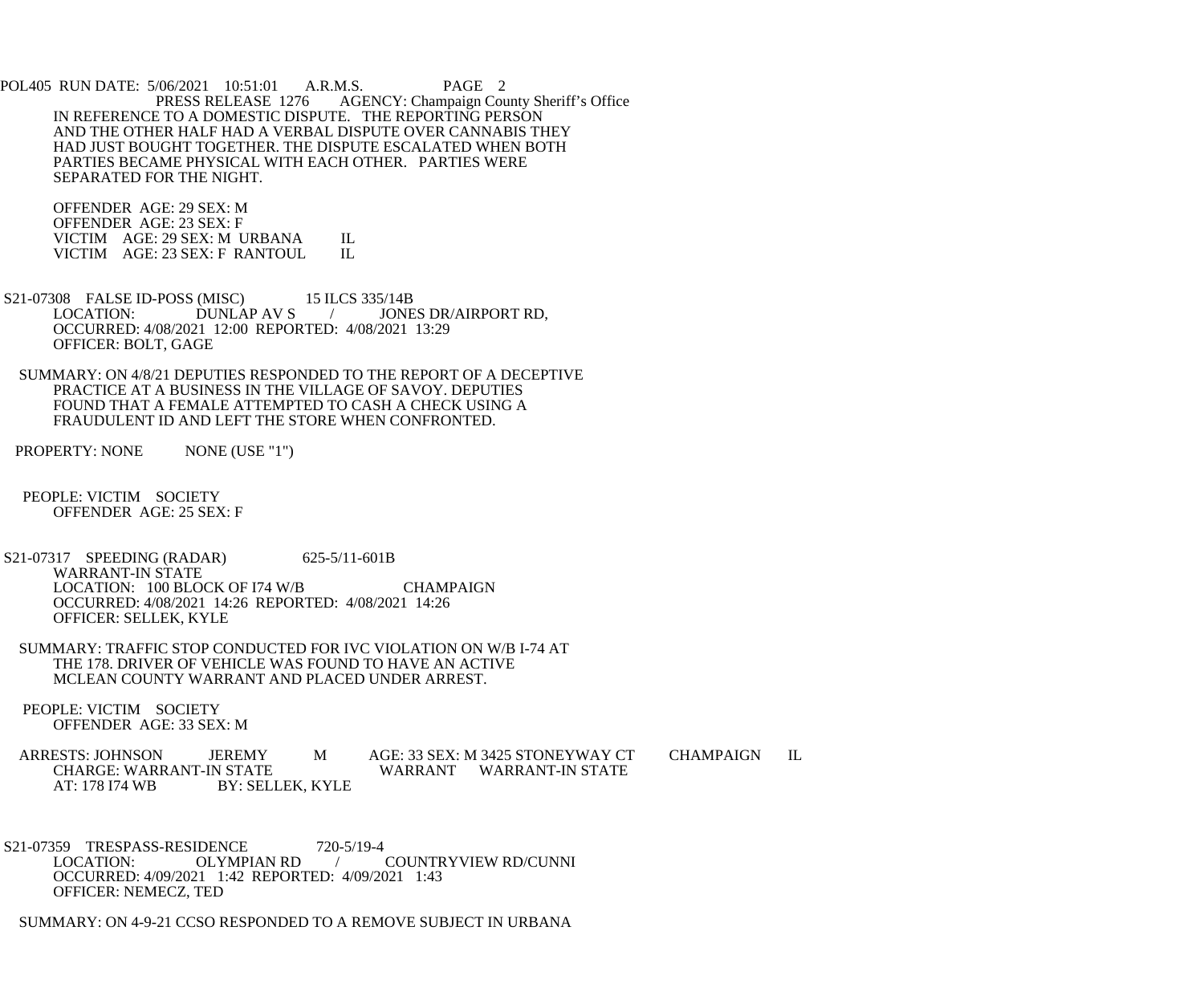IN REFERENCE TO A DOMESTIC DISPUTE. THE REPORTING PERSON AND THE OTHER HALF HAD A VERBAL DISPUTE OVER CANNABIS THEY HAD JUST BOUGHT TOGETHER. THE DISPUTE ESCALATED WHEN BOTH PARTIES BECAME PHYSICAL WITH EACH OTHER. PARTIES WERE SEPARATED FOR THE NIGHT.

OFFENDER AGE: 29 SEX: M
OFFENDER AGE: 23 SEX: F
VICTIM AGE: 29 SEX: M URBANA IL
VICTIM AGE: 23 SEX: F RANTOUL IL

S21-07308 FALSE ID-POSS (MISC) 15 ILCS 335/14B
LOCATION: DUNLAP AV S / JONES DR/AIRPORT RD,
OCCURRED: 4/08/2021 12:00 REPORTED: 4/08/2021 13:29
OFFICER: BOLT, GAGE

SUMMARY: ON 4/8/21 DEPUTIES RESPONDED TO THE REPORT OF A DECEPTIVE PRACTICE AT A BUSINESS IN THE VILLAGE OF SAVOY. DEPUTIES FOUND THAT A FEMALE ATTEMPTED TO CASH A CHECK USING A FRAUDULENT ID AND LEFT THE STORE WHEN CONFRONTED.

PROPERTY: NONE NONE (USE "1")

PEOPLE: VICTIM SOCIETY
OFFENDER AGE: 25 SEX: F

S21-07317 SPEEDING (RADAR) 625-5/11-601B
WARRANT-IN STATE
LOCATION: 100 BLOCK OF I74 W/B CHAMPAIGN
OCCURRED: 4/08/2021 14:26 REPORTED: 4/08/2021 14:26
OFFICER: SELLEK, KYLE

SUMMARY: TRAFFIC STOP CONDUCTED FOR IVC VIOLATION ON W/B I-74 AT THE 178. DRIVER OF VEHICLE WAS FOUND TO HAVE AN ACTIVE MCLEAN COUNTY WARRANT AND PLACED UNDER ARREST.

PEOPLE: VICTIM SOCIETY
OFFENDER AGE: 33 SEX: M

ARRESTS: JOHNSON JEREMY M AGE: 33 SEX: M 3425 STONEYWAY CT CHAMPAIGN IL
CHARGE: WARRANT-IN STATE WARRANT WARRANT-IN STATE
AT: 178 I74 WB BY: SELLEK, KYLE

S21-07359 TRESPASS-RESIDENCE 720-5/19-4
LOCATION: OLYMPIAN RD / COUNTRYVIEW RD/CUNNI
OCCURRED: 4/09/2021 1:42 REPORTED: 4/09/2021 1:43
OFFICER: NEMECZ, TED

SUMMARY: ON 4-9-21 CCSO RESPONDED TO A REMOVE SUBJECT IN URBANA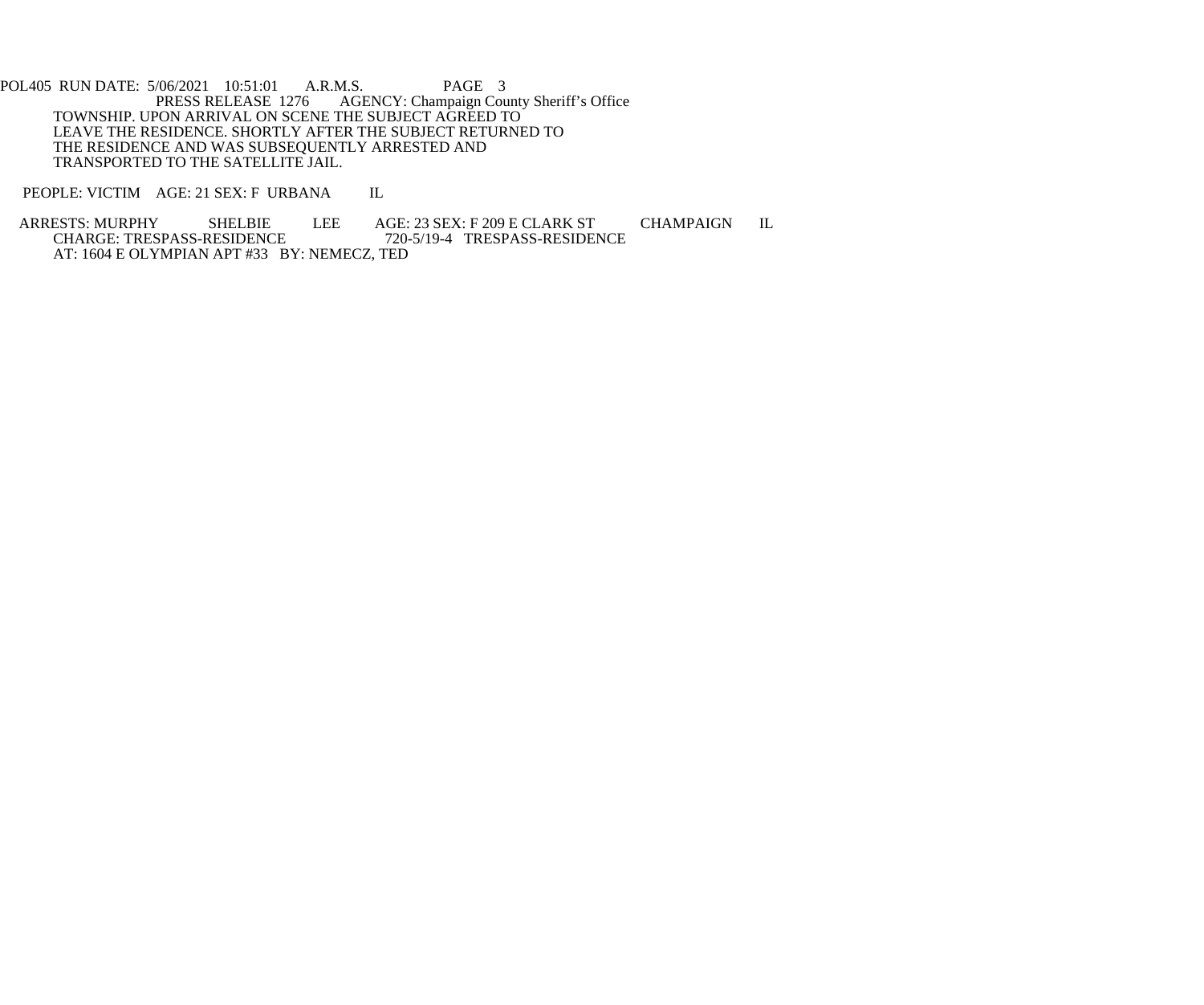TOWNSHIP. UPON ARRIVAL ON SCENE THE SUBJECT AGREED TO LEAVE THE RESIDENCE. SHORTLY AFTER THE SUBJECT RETURNED TO THE RESIDENCE AND WAS SUBSEQUENTLY ARRESTED AND TRANSPORTED TO THE SATELLITE JAIL.

PEOPLE: VICTIM AGE: 21 SEX: F URBANA IL

ARRESTS: MURPHY SHELBIE LEE AGE: 23 SEX: F 209 E CLARK ST CHAMPAIGN IL
CHARGE: TRESPASS-RESIDENCE 720-5/19-4 TRESPASS-RESIDENCE
AT: 1604 E OLYMPIAN APT #33 BY: NEMECZ, TED